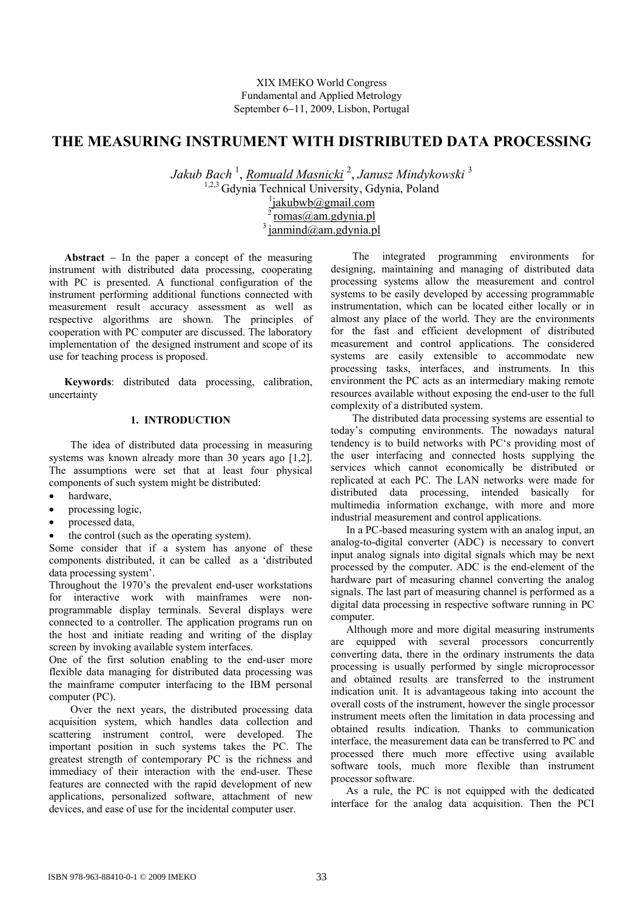XIX IMEKO World Congress
Fundamental and Applied Metrology
September 6−11, 2009, Lisbon, Portugal

# THE MEASURING INSTRUMENT WITH DISTRIBUTED DATA PROCESSING

*Jakub Bach* [1], *Romuald Masnicki* [2], *Janusz Mindykowski* [3]

[1,2,3] Gdynia Technical University, Gdynia, Poland

[1] jakubwb@gmail.com

[2] romas@am.gdynia.pl

[3] janmind@am.gdynia.pl

**Abstract** − In the paper a concept of the measuring instrument with distributed data processing, cooperating with PC is presented. A functional configuration of the instrument performing additional functions connected with measurement result accuracy assessment as well as respective algorithms are shown. The principles of cooperation with PC computer are discussed. The laboratory implementation of the designed instrument and scope of its use for teaching process is proposed.

**Keywords**: distributed data processing, calibration, uncertainty

## 1. INTRODUCTION

The idea of distributed data processing in measuring systems was known already more than 30 years ago [1,2]. The assumptions were set that at least four physical components of such system might be distributed:

- hardware,
- processing logic,
- processed data,
- the control (such as the operating system).

Some consider that if a system has anyone of these components distributed, it can be called as a 'distributed data processing system'.

Throughout the 1970's the prevalent end-user workstations for interactive work with mainframes were non-programmable display terminals. Several displays were connected to a controller. The application programs run on the host and initiate reading and writing of the display screen by invoking available system interfaces.

One of the first solution enabling to the end-user more flexible data managing for distributed data processing was the mainframe computer interfacing to the IBM personal computer (PC).

Over the next years, the distributed processing data acquisition system, which handles data collection and scattering instrument control, were developed. The important position in such systems takes the PC. The greatest strength of contemporary PC is the richness and immediacy of their interaction with the end-user. These features are connected with the rapid development of new applications, personalized software, attachment of new devices, and ease of use for the incidental computer user.

The integrated programming environments for designing, maintaining and managing of distributed data processing systems allow the measurement and control systems to be easily developed by accessing programmable instrumentation, which can be located either locally or in almost any place of the world. They are the environments for the fast and efficient development of distributed measurement and control applications. The considered systems are easily extensible to accommodate new processing tasks, interfaces, and instruments. In this environment the PC acts as an intermediary making remote resources available without exposing the end-user to the full complexity of a distributed system.

The distributed data processing systems are essential to today's computing environments. The nowadays natural tendency is to build networks with PC's providing most of the user interfacing and connected hosts supplying the services which cannot economically be distributed or replicated at each PC. The LAN networks were made for distributed data processing, intended basically for multimedia information exchange, with more and more industrial measurement and control applications.

In a PC-based measuring system with an analog input, an analog-to-digital converter (ADC) is necessary to convert input analog signals into digital signals which may be next processed by the computer. ADC is the end-element of the hardware part of measuring channel converting the analog signals. The last part of measuring channel is performed as a digital data processing in respective software running in PC computer.

Although more and more digital measuring instruments are equipped with several processors concurrently converting data, there in the ordinary instruments the data processing is usually performed by single microprocessor and obtained results are transferred to the instrument indication unit. It is advantageous taking into account the overall costs of the instrument, however the single processor instrument meets often the limitation in data processing and obtained results indication. Thanks to communication interface, the measurement data can be transferred to PC and processed there much more effective using available software tools, much more flexible than instrument processor software.

As a rule, the PC is not equipped with the dedicated interface for the analog data acquisition. Then the PCI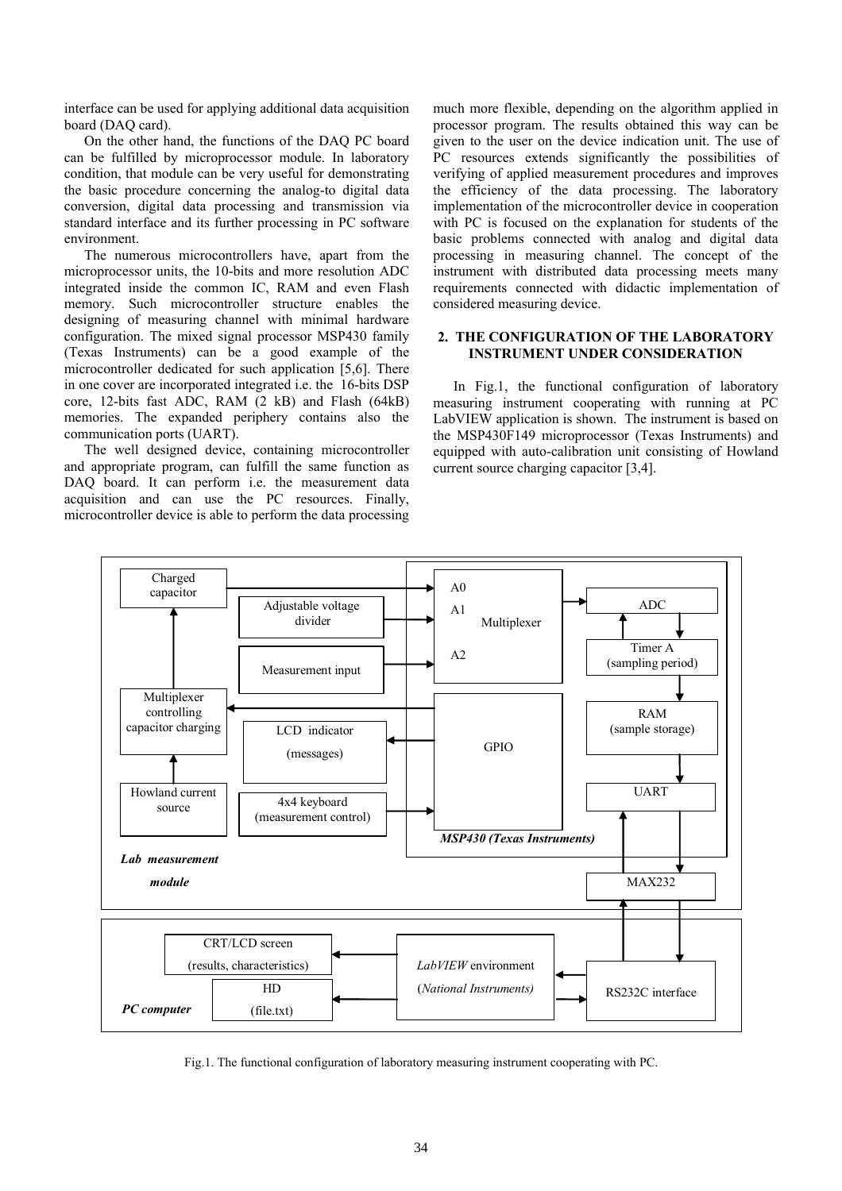interface can be used for applying additional data acquisition board (DAQ card).

On the other hand, the functions of the DAQ PC board can be fulfilled by microprocessor module. In laboratory condition, that module can be very useful for demonstrating the basic procedure concerning the analog-to digital data conversion, digital data processing and transmission via standard interface and its further processing in PC software environment.

The numerous microcontrollers have, apart from the microprocessor units, the 10-bits and more resolution ADC integrated inside the common IC, RAM and even Flash memory. Such microcontroller structure enables the designing of measuring channel with minimal hardware configuration. The mixed signal processor MSP430 family (Texas Instruments) can be a good example of the microcontroller dedicated for such application [5,6]. There in one cover are incorporated integrated i.e. the 16-bits DSP core, 12-bits fast ADC, RAM (2 kB) and Flash (64kB) memories. The expanded periphery contains also the communication ports (UART).

The well designed device, containing microcontroller and appropriate program, can fulfill the same function as DAQ board. It can perform i.e. the measurement data acquisition and can use the PC resources. Finally, microcontroller device is able to perform the data processing much more flexible, depending on the algorithm applied in processor program. The results obtained this way can be given to the user on the device indication unit. The use of PC resources extends significantly the possibilities of verifying of applied measurement procedures and improves the efficiency of the data processing. The laboratory implementation of the microcontroller device in cooperation with PC is focused on the explanation for students of the basic problems connected with analog and digital data processing in measuring channel. The concept of the instrument with distributed data processing meets many requirements connected with didactic implementation of considered measuring device.

## 2. THE CONFIGURATION OF THE LABORATORY INSTRUMENT UNDER CONSIDERATION

In Fig.1, the functional configuration of laboratory measuring instrument cooperating with running at PC LabVIEW application is shown. The instrument is based on the MSP430F149 microprocessor (Texas Instruments) and equipped with auto-calibration unit consisting of Howland current source charging capacitor [3,4].

Charged capacitor

Adjustable voltage divider

Measurement input

A0

A1

A2

Multiplexer

ADC

Timer A (sampling period)

RAM (sample storage)

UART

Multiplexer controlling capacitor charging

LCD indicator (messages)

GPIO

Howland current source

4x4 keyboard (measurement control)

*MSP430 (Texas Instruments)*

*Lab measurement module*

MAX232

CRT/LCD screen (results, characteristics)

HD (file.txt)

*LabVIEW* environment (*National Instruments)*

RS232C interface

*PC computer*

Fig.1. The functional configuration of laboratory measuring instrument cooperating with PC.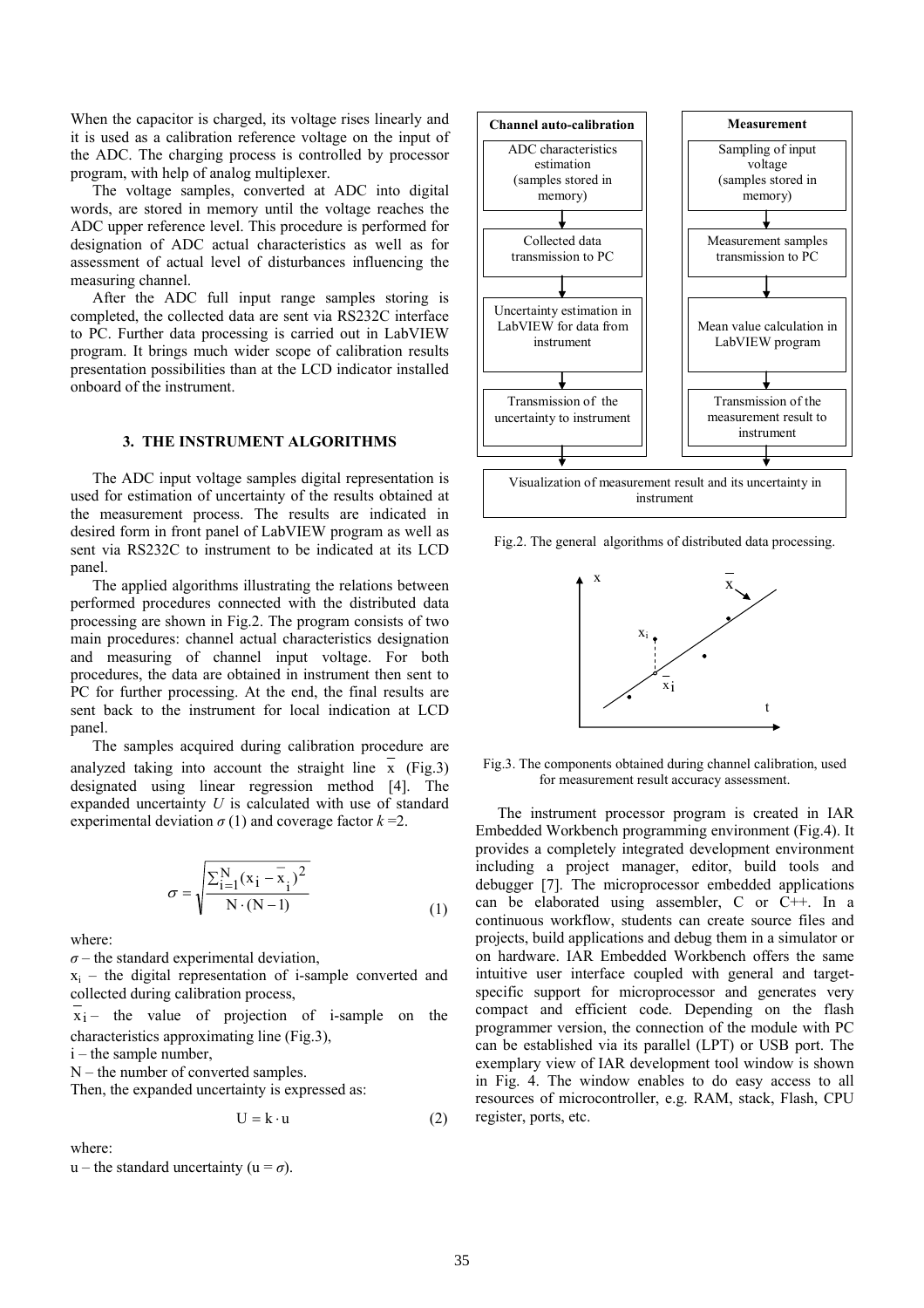When the capacitor is charged, its voltage rises linearly and it is used as a calibration reference voltage on the input of the ADC. The charging process is controlled by processor program, with help of analog multiplexer.

The voltage samples, converted at ADC into digital words, are stored in memory until the voltage reaches the ADC upper reference level. This procedure is performed for designation of ADC actual characteristics as well as for assessment of actual level of disturbances influencing the measuring channel.

After the ADC full input range samples storing is completed, the collected data are sent via RS232C interface to PC. Further data processing is carried out in LabVIEW program. It brings much wider scope of calibration results presentation possibilities than at the LCD indicator installed onboard of the instrument.

### 3. THE INSTRUMENT ALGORITHMS

The ADC input voltage samples digital representation is used for estimation of uncertainty of the results obtained at the measurement process. The results are indicated in desired form in front panel of LabVIEW program as well as sent via RS232C to instrument to be indicated at its LCD panel.

The applied algorithms illustrating the relations between performed procedures connected with the distributed data processing are shown in Fig.2. The program consists of two main procedures: channel actual characteristics designation and measuring of channel input voltage. For both procedures, the data are obtained in instrument then sent to PC for further processing. At the end, the final results are sent back to the instrument for local indication at LCD panel.

The samples acquired during calibration procedure are analyzed taking into account the straight line $\overline{x}$ (Fig.3) designated using linear regression method [4]. The expanded uncertainty $U$ is calculated with use of standard experimental deviation $\sigma$ (1) and coverage factor $k$ =2.

$$\sigma = \sqrt{\frac{\sum_{i=1}^{N}(x_i - \overline{x}_i)^2}{N \cdot (N-1)}} \tag{1}$$

where:

$\sigma$ – the standard experimental deviation,

$x_i$ – the digital representation of i-sample converted and collected during calibration process,

$\overline{x}_i$ – the value of projection of i-sample on the characteristics approximating line (Fig.3),

i – the sample number,

N – the number of converted samples.

Then, the expanded uncertainty is expressed as:

$$U = k \cdot u \tag{2}$$

where:

u – the standard uncertainty ($u = \sigma$).

Channel auto-calibration

ADC characteristics estimation (samples stored in memory)

Collected data transmission to PC

Uncertainty estimation in LabVIEW for data from instrument

Transmission of the uncertainty to instrument

Measurement

Sampling of input voltage (samples stored in memory)

Measurement samples transmission to PC

Mean value calculation in LabVIEW program

Transmission of the measurement result to instrument

Visualization of measurement result and its uncertainty in instrument

Fig.2. The general algorithms of distributed data processing.

x

$\overline{x}$

$x_i$

$\overline{x}_i$

t

Fig.3. The components obtained during channel calibration, used for measurement result accuracy assessment.

The instrument processor program is created in IAR Embedded Workbench programming environment (Fig.4). It provides a completely integrated development environment including a project manager, editor, build tools and debugger [7]. The microprocessor embedded applications can be elaborated using assembler, C or C++. In a continuous workflow, students can create source files and projects, build applications and debug them in a simulator or on hardware. IAR Embedded Workbench offers the same intuitive user interface coupled with general and target-specific support for microprocessor and generates very compact and efficient code. Depending on the flash programmer version, the connection of the module with PC can be established via its parallel (LPT) or USB port. The exemplary view of IAR development tool window is shown in Fig. 4. The window enables to do easy access to all resources of microcontroller, e.g. RAM, stack, Flash, CPU register, ports, etc.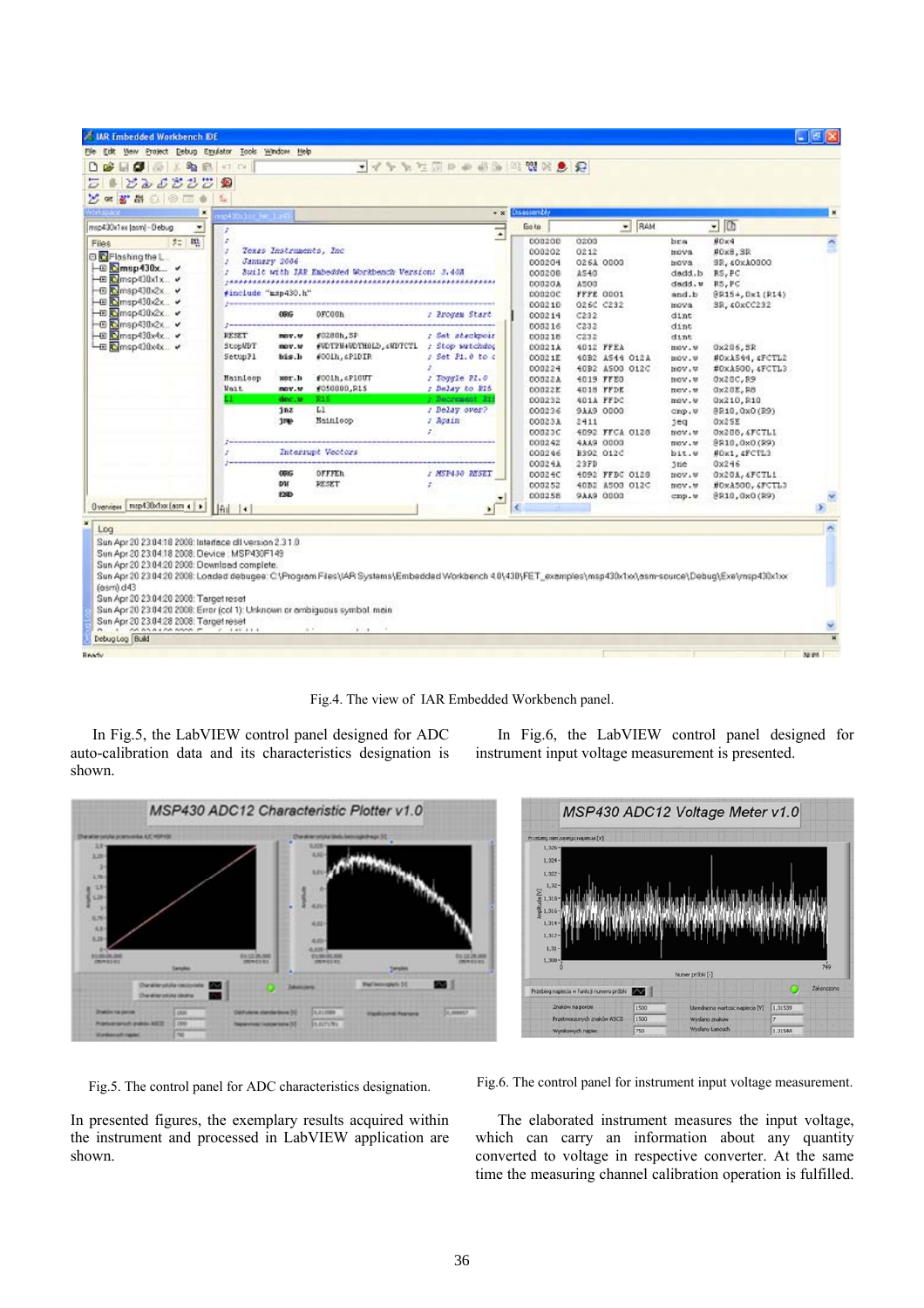Fig.4. The view of IAR Embedded Workbench panel.

In Fig.5, the LabVIEW control panel designed for ADC auto-calibration data and its characteristics designation is shown.

In Fig.6, the LabVIEW control panel designed for instrument input voltage measurement is presented.

Fig.5. The control panel for ADC characteristics designation.

Fig.6. The control panel for instrument input voltage measurement.

In presented figures, the exemplary results acquired within the instrument and processed in LabVIEW application are shown.

The elaborated instrument measures the input voltage, which can carry an information about any quantity converted to voltage in respective converter. At the same time the measuring channel calibration operation is fulfilled.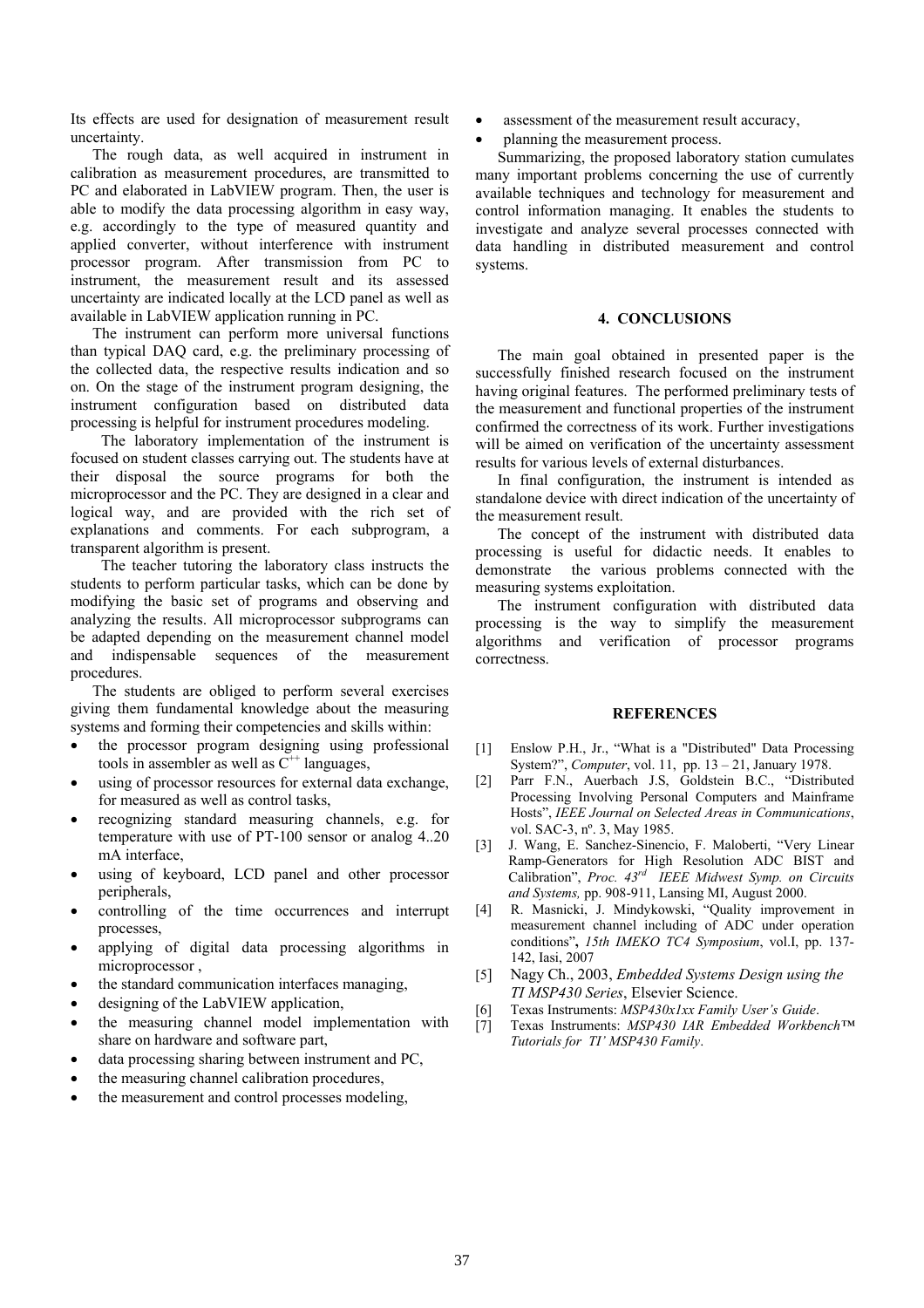Its effects are used for designation of measurement result uncertainty.

The rough data, as well acquired in instrument in calibration as measurement procedures, are transmitted to PC and elaborated in LabVIEW program. Then, the user is able to modify the data processing algorithm in easy way, e.g. accordingly to the type of measured quantity and applied converter, without interference with instrument processor program. After transmission from PC to instrument, the measurement result and its assessed uncertainty are indicated locally at the LCD panel as well as available in LabVIEW application running in PC.

The instrument can perform more universal functions than typical DAQ card, e.g. the preliminary processing of the collected data, the respective results indication and so on. On the stage of the instrument program designing, the instrument configuration based on distributed data processing is helpful for instrument procedures modeling.

The laboratory implementation of the instrument is focused on student classes carrying out. The students have at their disposal the source programs for both the microprocessor and the PC. They are designed in a clear and logical way, and are provided with the rich set of explanations and comments. For each subprogram, a transparent algorithm is present.

The teacher tutoring the laboratory class instructs the students to perform particular tasks, which can be done by modifying the basic set of programs and observing and analyzing the results. All microprocessor subprograms can be adapted depending on the measurement channel model and indispensable sequences of the measurement procedures.

The students are obliged to perform several exercises giving them fundamental knowledge about the measuring systems and forming their competencies and skills within:

- the processor program designing using professional tools in assembler as well as $C^{++}$ languages,
- using of processor resources for external data exchange, for measured as well as control tasks,
- recognizing standard measuring channels, e.g. for temperature with use of PT-100 sensor or analog 4..20 mA interface,
- using of keyboard, LCD panel and other processor peripherals,
- controlling of the time occurrences and interrupt processes,
- applying of digital data processing algorithms in microprocessor ,
- the standard communication interfaces managing,
- designing of the LabVIEW application,
- the measuring channel model implementation with share on hardware and software part,
- data processing sharing between instrument and PC,
- the measuring channel calibration procedures,
- the measurement and control processes modeling,
- assessment of the measurement result accuracy,
- planning the measurement process.

Summarizing, the proposed laboratory station cumulates many important problems concerning the use of currently available techniques and technology for measurement and control information managing. It enables the students to investigate and analyze several processes connected with data handling in distributed measurement and control systems.

## 4. CONCLUSIONS

The main goal obtained in presented paper is the successfully finished research focused on the instrument having original features. The performed preliminary tests of the measurement and functional properties of the instrument confirmed the correctness of its work. Further investigations will be aimed on verification of the uncertainty assessment results for various levels of external disturbances.

In final configuration, the instrument is intended as standalone device with direct indication of the uncertainty of the measurement result.

The concept of the instrument with distributed data processing is useful for didactic needs. It enables to demonstrate the various problems connected with the measuring systems exploitation.

The instrument configuration with distributed data processing is the way to simplify the measurement algorithms and verification of processor programs correctness.

## REFERENCES

[1] Enslow P.H., Jr., "What is a "Distributed" Data Processing System?", *Computer*, vol. 11, pp. 13 – 21, January 1978.

[2] Parr F.N., Auerbach J.S, Goldstein B.C., "Distributed Processing Involving Personal Computers and Mainframe Hosts", *IEEE Journal on Selected Areas in Communications*, vol. SAC-3, nº. 3, May 1985.

[3] J. Wang, E. Sanchez-Sinencio, F. Maloberti, "Very Linear Ramp-Generators for High Resolution ADC BIST and Calibration", *Proc. 43rd IEEE Midwest Symp. on Circuits and Systems,* pp. 908-911, Lansing MI, August 2000.

[4] R. Masnicki, J. Mindykowski, "Quality improvement in measurement channel including of ADC under operation conditions", *15th IMEKO TC4 Symposium*, vol.I, pp. 137-142, Iasi, 2007

[5] Nagy Ch., 2003, *Embedded Systems Design using the TI MSP430 Series*, Elsevier Science.

[6] Texas Instruments: *MSP430x1xx Family User's Guide*.

[7] Texas Instruments: *MSP430 IAR Embedded Workbench™ Tutorials for TI' MSP430 Family*.